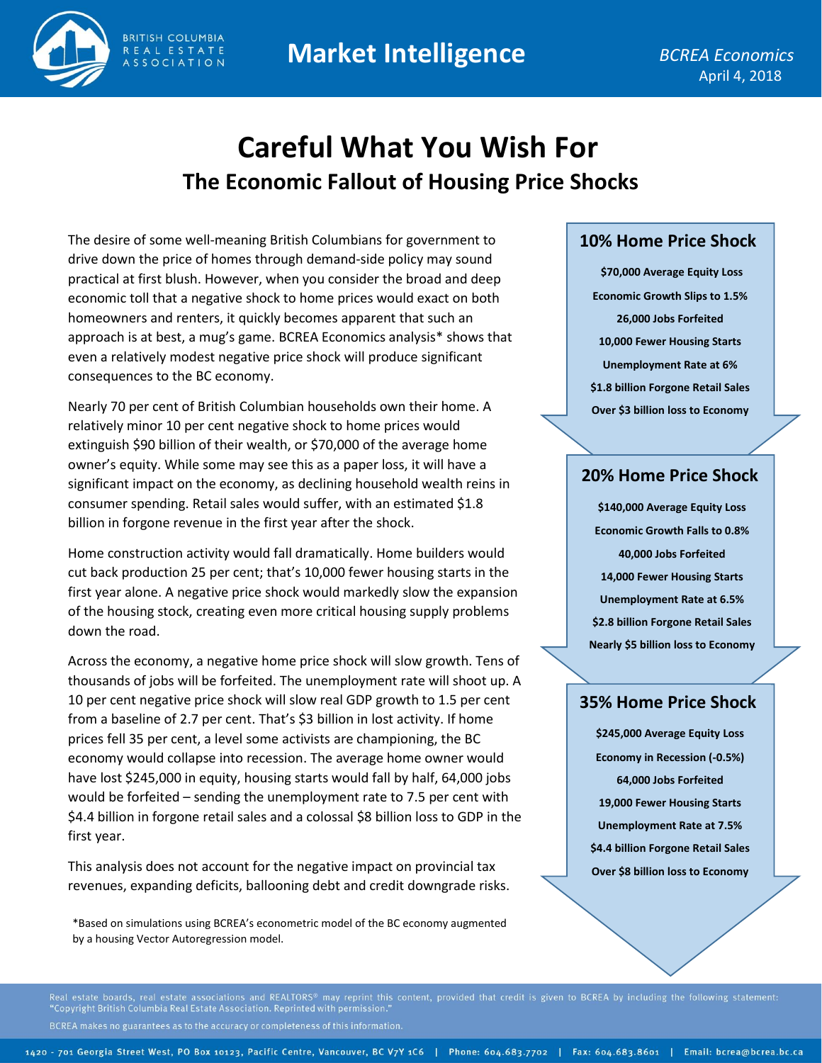BRITISH COLUMBIA REAL ESTATE ASSOCIATION

**Market Intelligence**

*BCREA Economics*
April 4, 2018

# Careful What You Wish For

## The Economic Fallout of Housing Price Shocks

The desire of some well-meaning British Columbians for government to drive down the price of homes through demand-side policy may sound practical at first blush. However, when you consider the broad and deep economic toll that a negative shock to home prices would exact on both homeowners and renters, it quickly becomes apparent that such an approach is at best, a mug's game. BCREA Economics analysis* shows that even a relatively modest negative price shock will produce significant consequences to the BC economy.

Nearly 70 per cent of British Columbian households own their home. A relatively minor 10 per cent negative shock to home prices would extinguish $90 billion of their wealth, or $70,000 of the average home owner's equity. While some may see this as a paper loss, it will have a significant impact on the economy, as declining household wealth reins in consumer spending. Retail sales would suffer, with an estimated $1.8 billion in forgone revenue in the first year after the shock.

Home construction activity would fall dramatically. Home builders would cut back production 25 per cent; that's 10,000 fewer housing starts in the first year alone. A negative price shock would markedly slow the expansion of the housing stock, creating even more critical housing supply problems down the road.

Across the economy, a negative home price shock will slow growth. Tens of thousands of jobs will be forfeited. The unemployment rate will shoot up. A 10 per cent negative price shock will slow real GDP growth to 1.5 per cent from a baseline of 2.7 per cent. That's $3 billion in lost activity. If home prices fell 35 per cent, a level some activists are championing, the BC economy would collapse into recession. The average home owner would have lost $245,000 in equity, housing starts would fall by half, 64,000 jobs would be forfeited – sending the unemployment rate to 7.5 per cent with $4.4 billion in forgone retail sales and a colossal $8 billion loss to GDP in the first year.

This analysis does not account for the negative impact on provincial tax revenues, expanding deficits, ballooning debt and credit downgrade risks.

*Based on simulations using BCREA's econometric model of the BC economy augmented by a housing Vector Autoregression model.

### 10% Home Price Shock

**$70,000 Average Equity Loss**
**Economic Growth Slips to 1.5%**
**26,000 Jobs Forfeited**
**10,000 Fewer Housing Starts**
**Unemployment Rate at 6%**
**$1.8 billion Forgone Retail Sales**
**Over $3 billion loss to Economy**

### 20% Home Price Shock

**$140,000 Average Equity Loss**
**Economic Growth Falls to 0.8%**
**40,000 Jobs Forfeited**
**14,000 Fewer Housing Starts**
**Unemployment Rate at 6.5%**
**$2.8 billion Forgone Retail Sales**
**Nearly $5 billion loss to Economy**

### 35% Home Price Shock

**$245,000 Average Equity Loss**
**Economy in Recession (-0.5%)**
**64,000 Jobs Forfeited**
**19,000 Fewer Housing Starts**
**Unemployment Rate at 7.5%**
**$4.4 billion Forgone Retail Sales**
**Over $8 billion loss to Economy**

Real estate boards, real estate associations and REALTORS® may reprint this content, provided that credit is given to BCREA by including the following statement: "Copyright British Columbia Real Estate Association. Reprinted with permission."

BCREA makes no guarantees as to the accuracy or completeness of this information.

1420 - 701 Georgia Street West, PO Box 10123, Pacific Centre, Vancouver, BC V7Y 1C6 | Phone: 604.683.7702 | Fax: 604.683.8601 | Email: bcrea@bcrea.bc.ca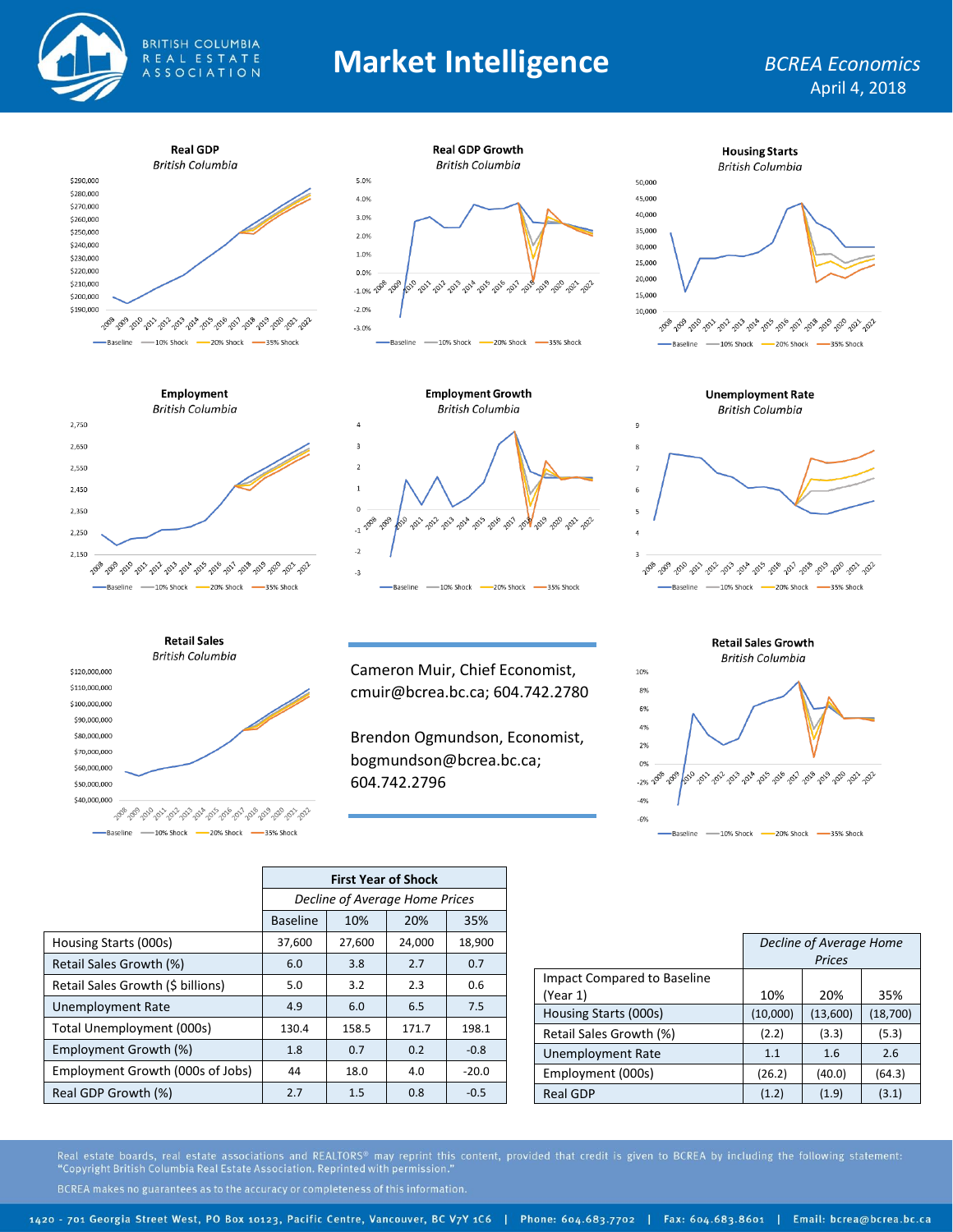# Market Intelligence

*BCREA Economics*
April 4, 2018

**Real GDP**
*British Columbia*

$290,000
$280,000
$270,000
$260,000
$250,000
$240,000
$230,000
$220,000
$210,000
$200,000
$190,000
2008 2009 2010 2011 2012 2013 2014 2015 2016 2017 2018 2019 2020 2021 2022
Baseline 10% Shock 20% Shock 35% Shock

**Real GDP Growth**
*British Columbia*

5.0%
4.0%
3.0%
2.0%
1.0%
0.0%
-1.0%
-2.0%
-3.0%
2008 2009 2010 2011 2012 2013 2014 2015 2016 2017 2018 2019 2020 2021 2022
Baseline 10% Shock 20% Shock 35% Shock

**Housing Starts**
*British Columbia*

50,000
45,000
40,000
35,000
30,000
25,000
20,000
15,000
10,000
2008 2009 2010 2011 2012 2013 2014 2015 2016 2017 2018 2019 2020 2021 2022
Baseline 10% Shock 20% Shock 35% Shock

**Employment**
*British Columbia*

2,750
2,650
2,550
2,450
2,350
2,250
2,150
2008 2009 2010 2011 2012 2013 2014 2015 2016 2017 2018 2019 2020 2021 2022
Baseline 10% Shock 20% Shock 35% Shock

**Employment Growth**
*British Columbia*

4
3
2
1
0
-1
-2
-3
2008 2009 2010 2011 2012 2013 2014 2015 2016 2017 2018 2019 2020 2021 2022
Baseline 10% Shock 20% Shock 35% Shock

**Unemployment Rate**
*British Columbia*

9
8
7
6
5
4
3
2008 2009 2010 2011 2012 2013 2014 2015 2016 2017 2018 2019 2020 2021 2022
Baseline 10% Shock 20% Shock 35% Shock

**Retail Sales**
*British Columbia*

$120,000,000
$110,000,000
$100,000,000
$90,000,000
$80,000,000
$70,000,000
$60,000,000
$50,000,000
$40,000,000
2008 2009 2010 2011 2012 2013 2014 2015 2016 2017 2018 2019 2020 2021 2022
Baseline 10% Shock 20% Shock 35% Shock

Cameron Muir, Chief Economist, cmuir@bcrea.bc.ca; 604.742.2780

Brendon Ogmundson, Economist, bogmundson@bcrea.bc.ca; 604.742.2796

**Retail Sales Growth**
*British Columbia*

10%
8%
6%
4%
2%
0%
-2%
-4%
-6%
2008 2009 2010 2011 2012 2013 2014 2015 2016 2017 2018 2019 2020 2021 2022
Baseline 10% Shock 20% Shock 35% Shock

| | **First Year of Shock** | | | |
|---|---|---|---|---|
| | *Decline of Average Home Prices* | | | |
| | Baseline | 10% | 20% | 35% |
| Housing Starts (000s) | 37,600 | 27,600 | 24,000 | 18,900 |
| Retail Sales Growth (%) | 6.0 | 3.8 | 2.7 | 0.7 |
| Retail Sales Growth ($ billions) | 5.0 | 3.2 | 2.3 | 0.6 |
| Unemployment Rate | 4.9 | 6.0 | 6.5 | 7.5 |
| Total Unemployment (000s) | 130.4 | 158.5 | 171.7 | 198.1 |
| Employment Growth (%) | 1.8 | 0.7 | 0.2 | -0.8 |
| Employment Growth (000s of Jobs) | 44 | 18.0 | 4.0 | -20.0 |
| Real GDP Growth (%) | 2.7 | 1.5 | 0.8 | -0.5 |

| | *Decline of Average Home Prices* | | |
|---|---|---|---|
| Impact Compared to Baseline (Year 1) | 10% | 20% | 35% |
| Housing Starts (000s) | (10,000) | (13,600) | (18,700) |
| Retail Sales Growth (%) | (2.2) | (3.3) | (5.3) |
| Unemployment Rate | 1.1 | 1.6 | 2.6 |
| Employment (000s) | (26.2) | (40.0) | (64.3) |
| Real GDP | (1.2) | (1.9) | (3.1) |

Real estate boards, real estate associations and REALTORS® may reprint this content, provided that credit is given to BCREA by including the following statement: "Copyright British Columbia Real Estate Association. Reprinted with permission."

BCREA makes no guarantees as to the accuracy or completeness of this information.

1420 - 701 Georgia Street West, PO Box 10123, Pacific Centre, Vancouver, BC V7Y 1C6 | Phone: 604.683.7702 | Fax: 604.683.8601 | Email: bcrea@bcrea.bc.ca